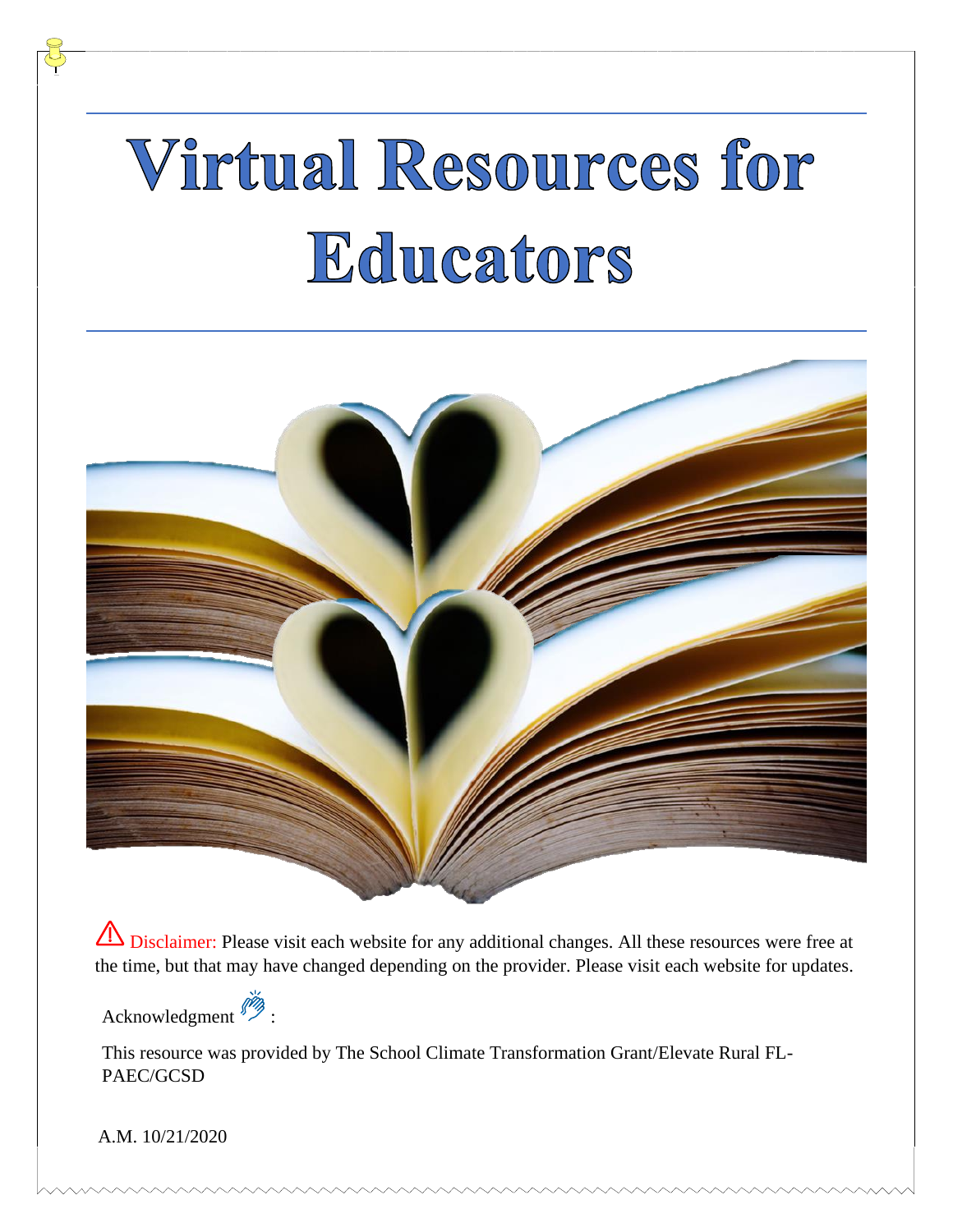# Virtual Resources for Educators

⚠ Disclaimer: Please visit each website for any additional changes. All these resources were free at the time, but that may have changed depending on the provider. Please visit each website for updates.

Acknowledgment 👏 :

This resource was provided by The School Climate Transformation Grant/Elevate Rural FL-PAEC/GCSD

A.M. 10/21/2020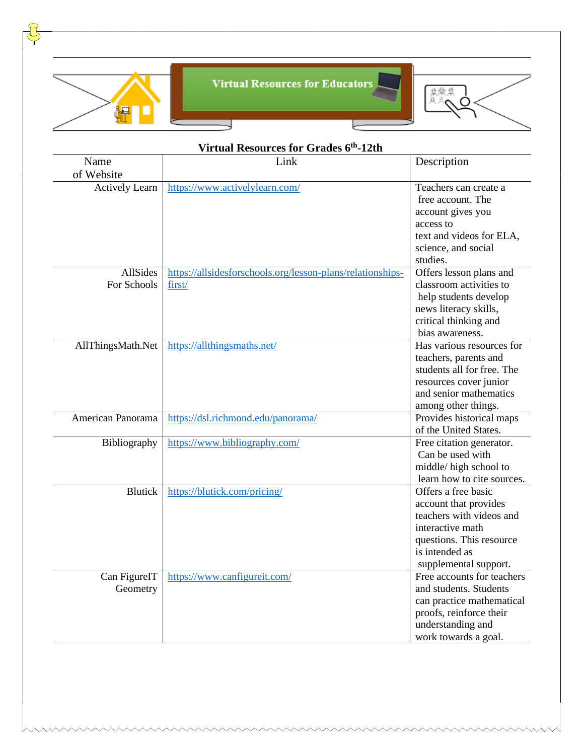# Virtual Resources for Educators

## Virtual Resources for Grades 6th-12th

| Name of Website | Link | Description |
|---|---|---|
| Actively Learn | https://www.activelylearn.com/ | Teachers can create a free account. The account gives you access to text and videos for ELA, science, and social studies. |
| AllSides For Schools | https://allsidesforschools.org/lesson-plans/relationships-first/ | Offers lesson plans and classroom activities to help students develop news literacy skills, critical thinking and bias awareness. |
| AllThingsMath.Net | https://allthingsmaths.net/ | Has various resources for teachers, parents and students all for free. The resources cover junior and senior mathematics among other things. |
| American Panorama | https://dsl.richmond.edu/panorama/ | Provides historical maps of the United States. |
| Bibliography | https://www.bibliography.com/ | Free citation generator. Can be used with middle/ high school to learn how to cite sources. |
| Blutick | https://blutick.com/pricing/ | Offers a free basic account that provides teachers with videos and interactive math questions. This resource is intended as supplemental support. |
| Can FigureIT Geometry | https://www.canfigureit.com/ | Free accounts for teachers and students. Students can practice mathematical proofs, reinforce their understanding and work towards a goal. |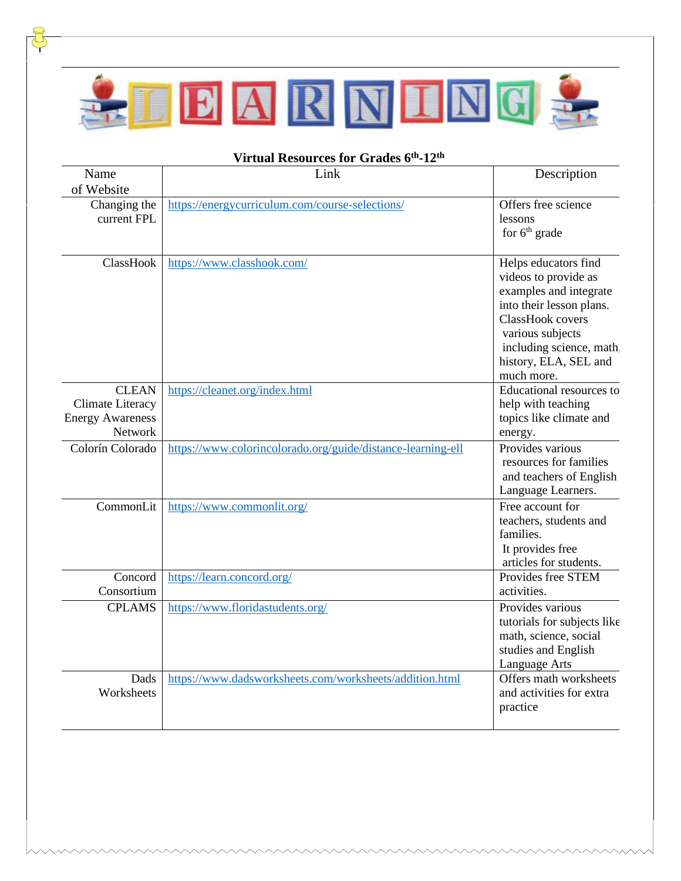### Virtual Resources for Grades 6th-12th

| Name of Website | Link | Description |
|---|---|---|
| Changing the current FPL | https://energycurriculum.com/course-selections/ | Offers free science lessons for 6th grade |
| ClassHook | https://www.classhook.com/ | Helps educators find videos to provide as examples and integrate into their lesson plans. ClassHook covers various subjects including science, math, history, ELA, SEL and much more. |
| CLEAN Climate Literacy Energy Awareness Network | https://cleanet.org/index.html | Educational resources to help with teaching topics like climate and energy. |
| Colorín Colorado | https://www.colorincolorado.org/guide/distance-learning-ell | Provides various resources for families and teachers of English Language Learners. |
| CommonLit | https://www.commonlit.org/ | Free account for teachers, students and families. It provides free articles for students. |
| Concord Consortium | https://learn.concord.org/ | Provides free STEM activities. |
| CPLAMS | https://www.floridastudents.org/ | Provides various tutorials for subjects like math, science, social studies and English Language Arts |
| Dads Worksheets | https://www.dadsworksheets.com/worksheets/addition.html | Offers math worksheets and activities for extra practice |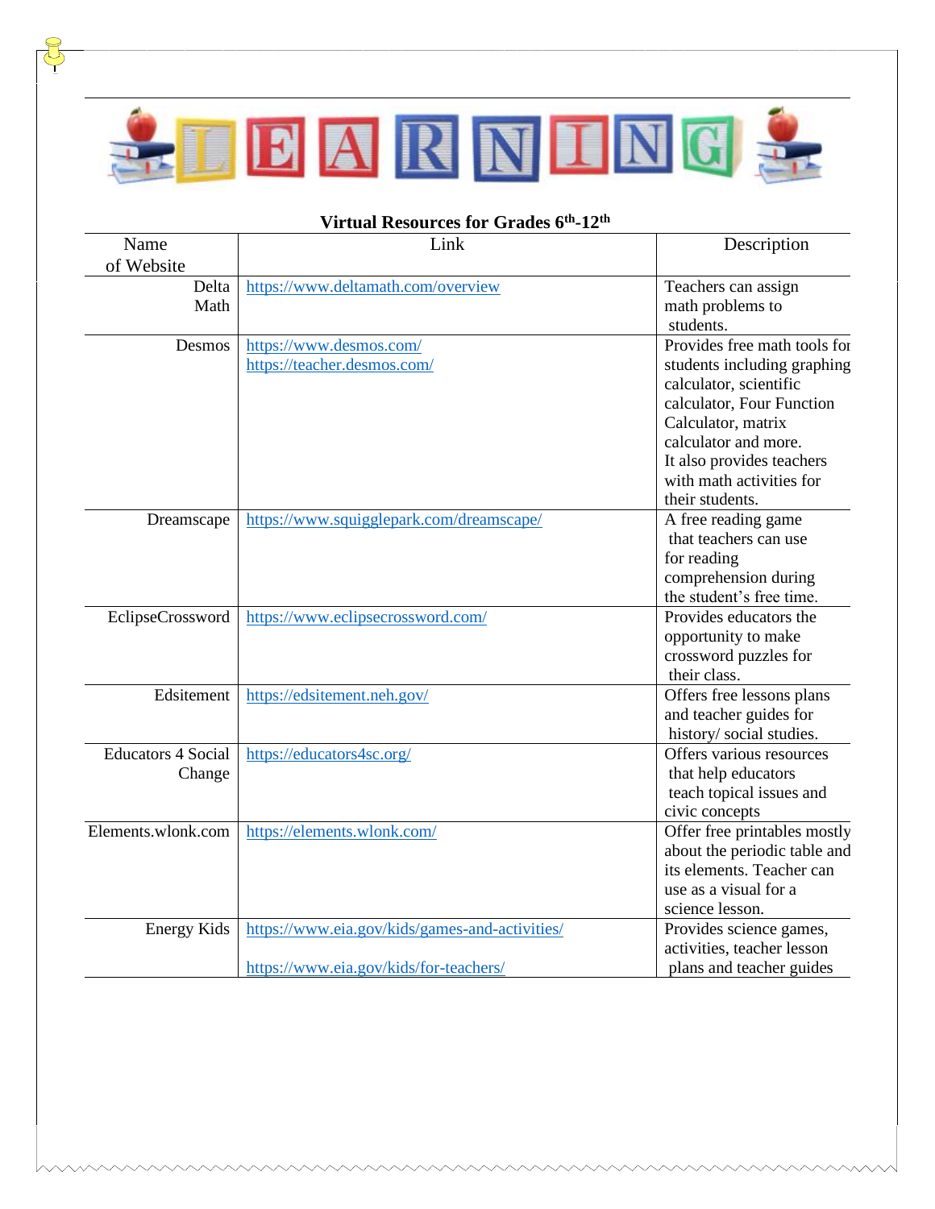**Virtual Resources for Grades 6th-12th**

| Name of Website | Link | Description |
|---|---|---|
| Delta Math | https://www.deltamath.com/overview | Teachers can assign math problems to students. |
| Desmos | https://www.desmos.com/ https://teacher.desmos.com/ | Provides free math tools for students including graphing calculator, scientific calculator, Four Function Calculator, matrix calculator and more. It also provides teachers with math activities for their students. |
| Dreamscape | https://www.squigglepark.com/dreamscape/ | A free reading game that teachers can use for reading comprehension during the student's free time. |
| EclipseCrossword | https://www.eclipsecrossword.com/ | Provides educators the opportunity to make crossword puzzles for their class. |
| Edsitement | https://edsitement.neh.gov/ | Offers free lessons plans and teacher guides for history/ social studies. |
| Educators 4 Social Change | https://educators4sc.org/ | Offers various resources that help educators teach topical issues and civic concepts |
| Elements.wlonk.com | https://elements.wlonk.com/ | Offer free printables mostly about the periodic table and its elements. Teacher can use as a visual for a science lesson. |
| Energy Kids | https://www.eia.gov/kids/games-and-activities/ https://www.eia.gov/kids/for-teachers/ | Provides science games, activities, teacher lesson plans and teacher guides |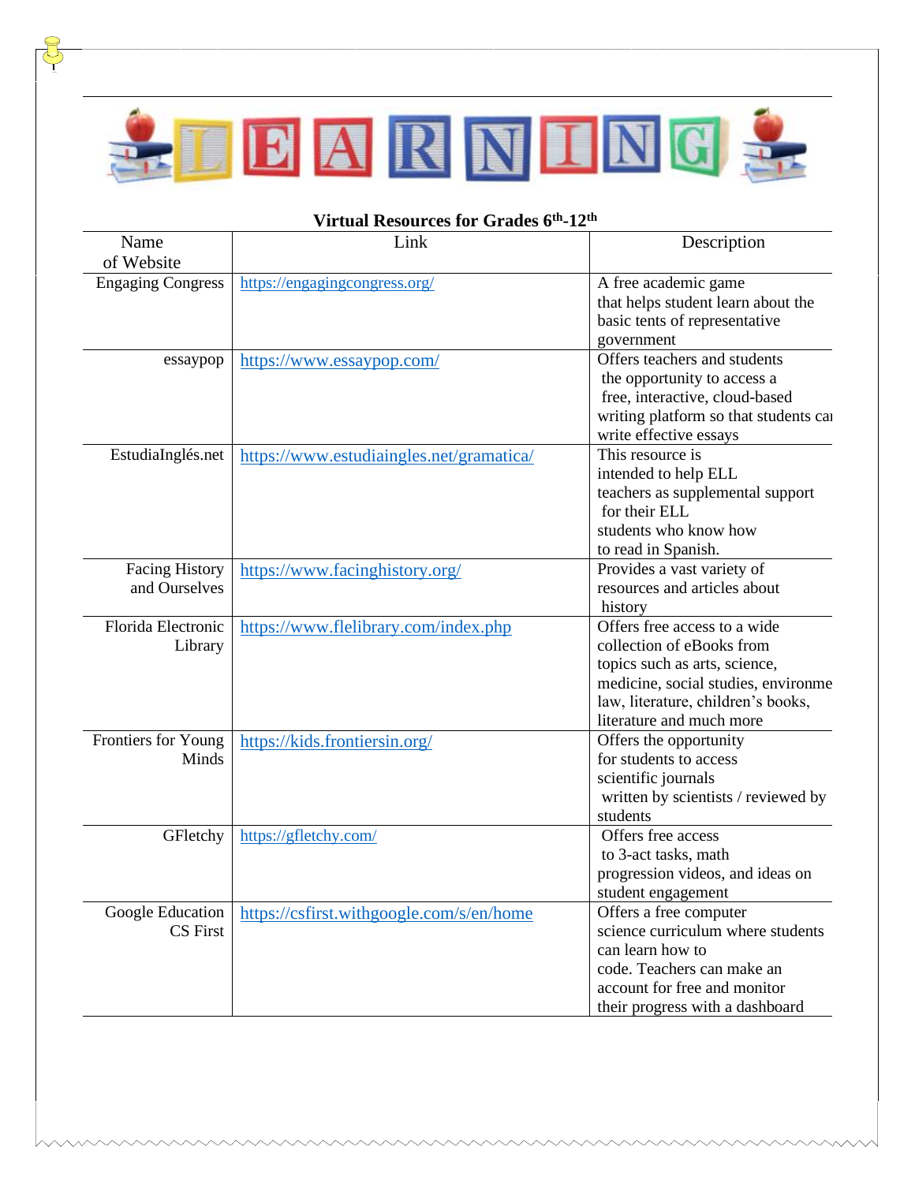LEARNING

**Virtual Resources for Grades 6th-12th**

| Name of Website | Link | Description |
|---|---|---|
| Engaging Congress | https://engagingcongress.org/ | A free academic game that helps student learn about the basic tents of representative government |
| essaypop | https://www.essaypop.com/ | Offers teachers and students the opportunity to access a free, interactive, cloud-based writing platform so that students can write effective essays |
| EstudiaInglés.net | https://www.estudiaingles.net/gramatica/ | This resource is intended to help ELL teachers as supplemental support for their ELL students who know how to read in Spanish. |
| Facing History and Ourselves | https://www.facinghistory.org/ | Provides a vast variety of resources and articles about history |
| Florida Electronic Library | https://www.flelibrary.com/index.php | Offers free access to a wide collection of eBooks from topics such as arts, science, medicine, social studies, environme law, literature, children's books, literature and much more |
| Frontiers for Young Minds | https://kids.frontiersin.org/ | Offers the opportunity for students to access scientific journals written by scientists / reviewed by students |
| GFletchy | https://gfletchy.com/ | Offers free access to 3-act tasks, math progression videos, and ideas on student engagement |
| Google Education CS First | https://csfirst.withgoogle.com/s/en/home | Offers a free computer science curriculum where students can learn how to code. Teachers can make an account for free and monitor their progress with a dashboard |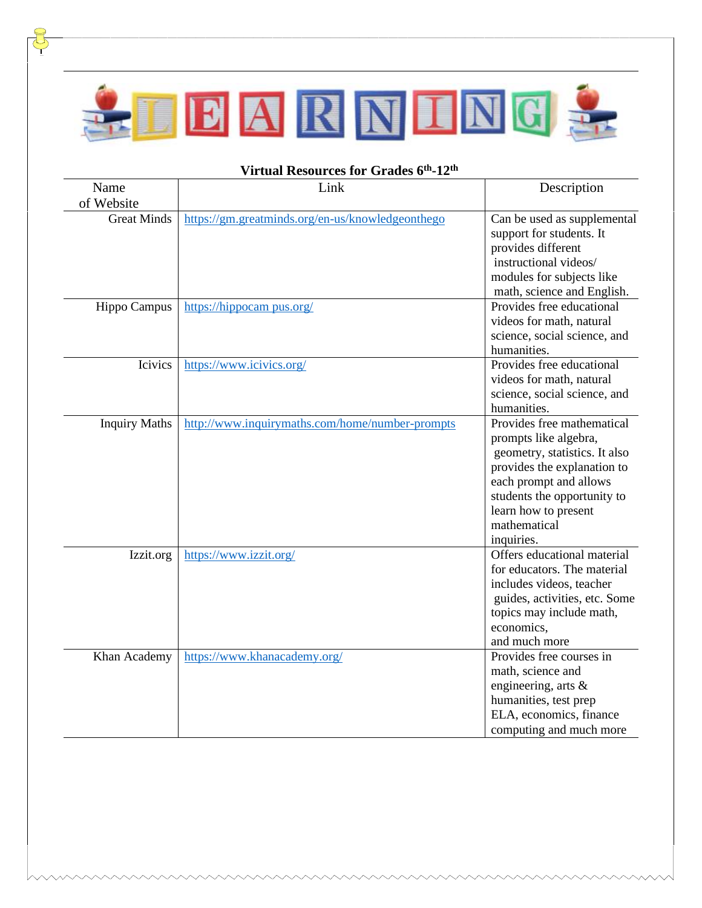### Virtual Resources for Grades 6th-12th

| Name of Website | Link | Description |
|---|---|---|
| Great Minds | https://gm.greatminds.org/en-us/knowledgeonthego | Can be used as supplemental support for students. It provides different instructional videos/ modules for subjects like math, science and English. |
| Hippo Campus | https://hippocam pus.org/ | Provides free educational videos for math, natural science, social science, and humanities. |
| Icivics | https://www.icivics.org/ | Provides free educational videos for math, natural science, social science, and humanities. |
| Inquiry Maths | http://www.inquirymaths.com/home/number-prompts | Provides free mathematical prompts like algebra, geometry, statistics. It also provides the explanation to each prompt and allows students the opportunity to learn how to present mathematical inquiries. |
| Izzit.org | https://www.izzit.org/ | Offers educational material for educators. The material includes videos, teacher guides, activities, etc. Some topics may include math, economics, and much more |
| Khan Academy | https://www.khanacademy.org/ | Provides free courses in math, science and engineering, arts & humanities, test prep ELA, economics, finance computing and much more |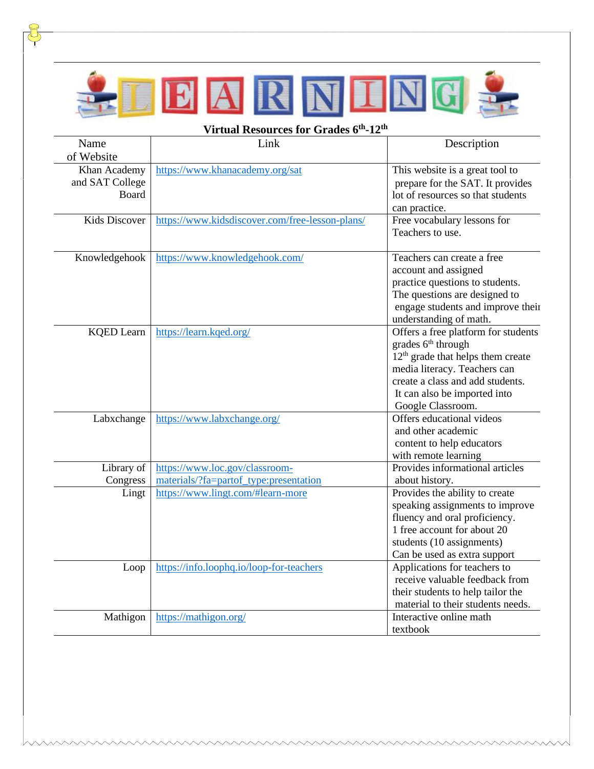**Virtual Resources for Grades 6th-12th**

| Name of Website | Link | Description |
|---|---|---|
| Khan Academy and SAT College Board | https://www.khanacademy.org/sat | This website is a great tool to prepare for the SAT. It provides lot of resources so that students can practice. |
| Kids Discover | https://www.kidsdiscover.com/free-lesson-plans/ | Free vocabulary lessons for Teachers to use. |
| Knowledgehook | https://www.knowledgehook.com/ | Teachers can create a free account and assigned practice questions to students. The questions are designed to engage students and improve their understanding of math. |
| KQED Learn | https://learn.kqed.org/ | Offers a free platform for students grades 6th through 12th grade that helps them create media literacy. Teachers can create a class and add students. It can also be imported into Google Classroom. |
| Labxchange | https://www.labxchange.org/ | Offers educational videos and other academic content to help educators with remote learning |
| Library of Congress | https://www.loc.gov/classroom-materials/?fa=partof_type:presentation | Provides informational articles about history. |
| Lingt | https://www.lingt.com/#learn-more | Provides the ability to create speaking assignments to improve fluency and oral proficiency. 1 free account for about 20 students (10 assignments) Can be used as extra support |
| Loop | https://info.loophq.io/loop-for-teachers | Applications for teachers to receive valuable feedback from their students to help tailor the material to their students needs. |
| Mathigon | https://mathigon.org/ | Interactive online math textbook |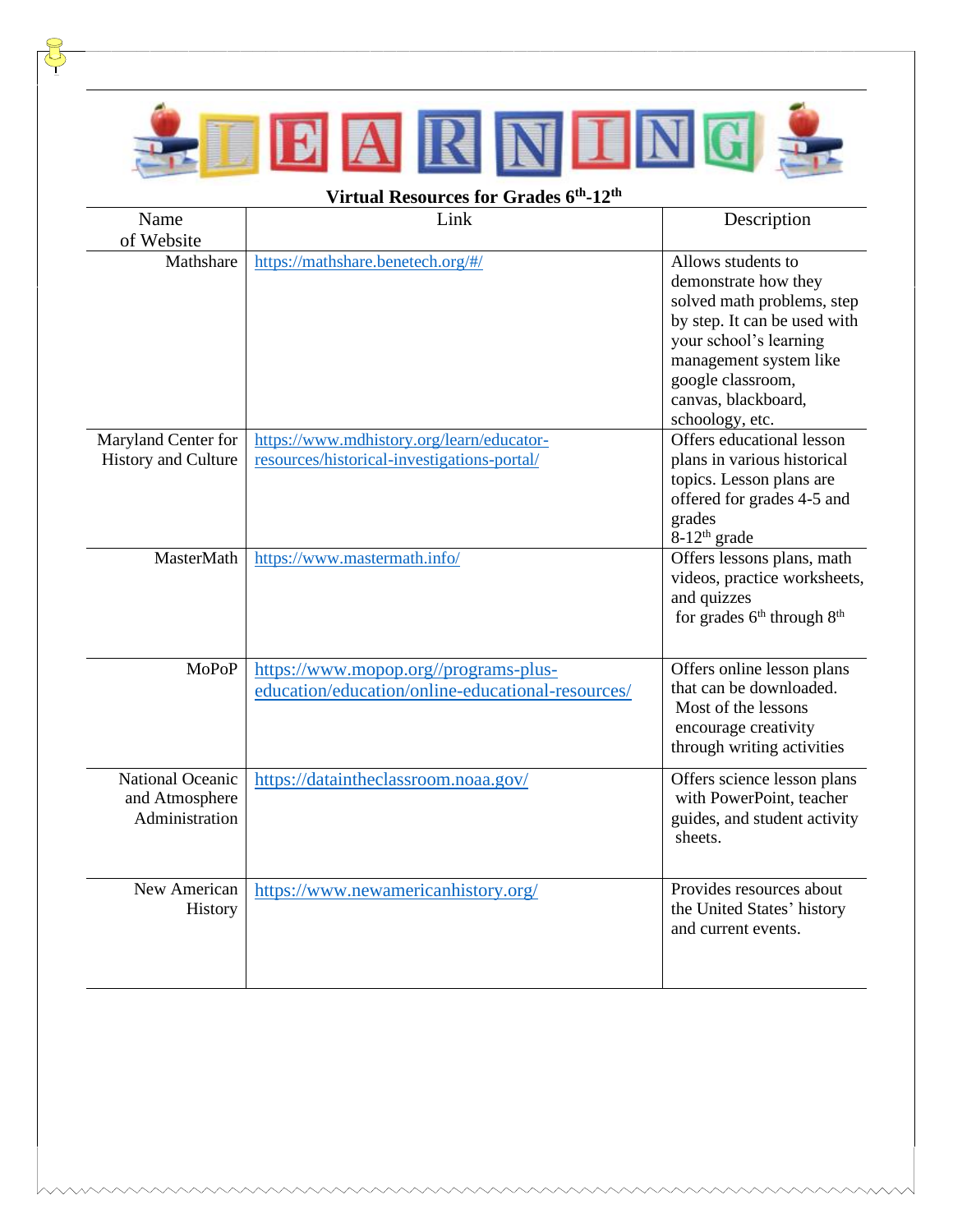LEARNING

**Virtual Resources for Grades 6th-12th**

| Name of Website | Link | Description |
|---|---|---|
| Mathshare | https://mathshare.benetech.org/#/ | Allows students to demonstrate how they solved math problems, step by step. It can be used with your school's learning management system like google classroom, canvas, blackboard, schoology, etc. |
| Maryland Center for History and Culture | https://www.mdhistory.org/learn/educator-resources/historical-investigations-portal/ | Offers educational lesson plans in various historical topics. Lesson plans are offered for grades 4-5 and grades 8-12th grade |
| MasterMath | https://www.mastermath.info/ | Offers lessons plans, math videos, practice worksheets, and quizzes for grades 6th through 8th |
| MoPoP | https://www.mopop.org//programs-plus-education/education/online-educational-resources/ | Offers online lesson plans that can be downloaded. Most of the lessons encourage creativity through writing activities |
| National Oceanic and Atmosphere Administration | https://dataintheclassroom.noaa.gov/ | Offers science lesson plans with PowerPoint, teacher guides, and student activity sheets. |
| New American History | https://www.newamericanhistory.org/ | Provides resources about the United States' history and current events. |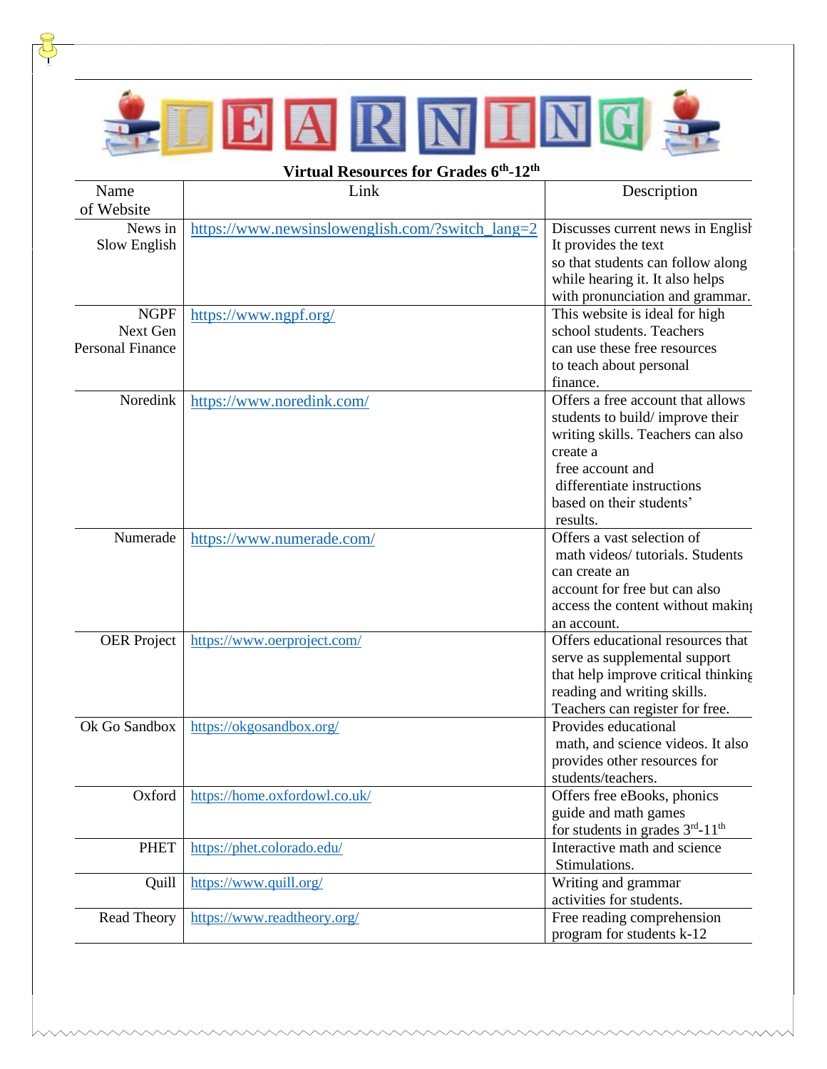**Virtual Resources for Grades $6^{th}$-$12^{th}$**

| Name of Website | Link | Description |
|---|---|---|
| News in Slow English | https://www.newsinslowenglish.com/?switch_lang=2 | Discusses current news in English. It provides the text so that students can follow along while hearing it. It also helps with pronunciation and grammar. |
| NGPF Next Gen Personal Finance | https://www.ngpf.org/ | This website is ideal for high school students. Teachers can use these free resources to teach about personal finance. |
| Noredink | https://www.noredink.com/ | Offers a free account that allows students to build/ improve their writing skills. Teachers can also create a free account and differentiate instructions based on their students' results. |
| Numerade | https://www.numerade.com/ | Offers a vast selection of math videos/ tutorials. Students can create an account for free but can also access the content without making an account. |
| OER Project | https://www.oerproject.com/ | Offers educational resources that serve as supplemental support that help improve critical thinking reading and writing skills. Teachers can register for free. |
| Ok Go Sandbox | https://okgosandbox.org/ | Provides educational math, and science videos. It also provides other resources for students/teachers. |
| Oxford | https://home.oxfordowl.co.uk/ | Offers free eBooks, phonics guide and math games for students in grades $3^{rd}$-$11^{th}$ |
| PHET | https://phet.colorado.edu/ | Interactive math and science Stimulations. |
| Quill | https://www.quill.org/ | Writing and grammar activities for students. |
| Read Theory | https://www.readtheory.org/ | Free reading comprehension program for students k-12 |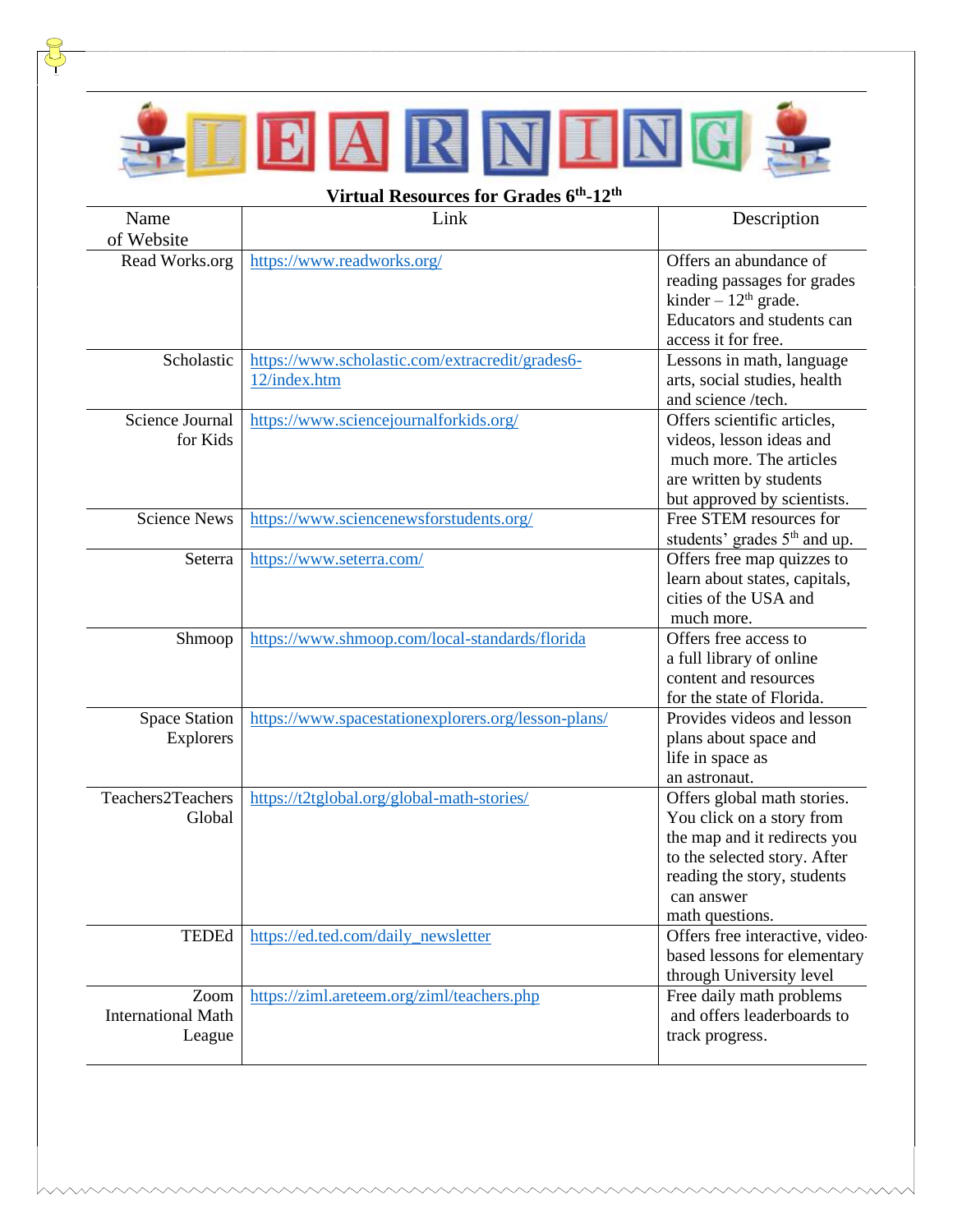**Virtual Resources for Grades 6th-12th**

| Name of Website | Link | Description |
|---|---|---|
| Read Works.org | https://www.readworks.org/ | Offers an abundance of reading passages for grades kinder – 12th grade. Educators and students can access it for free. |
| Scholastic | https://www.scholastic.com/extracredit/grades6-12/index.htm | Lessons in math, language arts, social studies, health and science /tech. |
| Science Journal for Kids | https://www.sciencejournalforkids.org/ | Offers scientific articles, videos, lesson ideas and much more. The articles are written by students but approved by scientists. |
| Science News | https://www.sciencenewsforstudents.org/ | Free STEM resources for students' grades 5th and up. |
| Seterra | https://www.seterra.com/ | Offers free map quizzes to learn about states, capitals, cities of the USA and much more. |
| Shmoop | https://www.shmoop.com/local-standards/florida | Offers free access to a full library of online content and resources for the state of Florida. |
| Space Station Explorers | https://www.spacestationexplorers.org/lesson-plans/ | Provides videos and lesson plans about space and life in space as an astronaut. |
| Teachers2Teachers Global | https://t2tglobal.org/global-math-stories/ | Offers global math stories. You click on a story from the map and it redirects you to the selected story. After reading the story, students can answer math questions. |
| TEDEd | https://ed.ted.com/daily_newsletter | Offers free interactive, video-based lessons for elementary through University level |
| Zoom International Math League | https://ziml.areteem.org/ziml/teachers.php | Free daily math problems and offers leaderboards to track progress. |